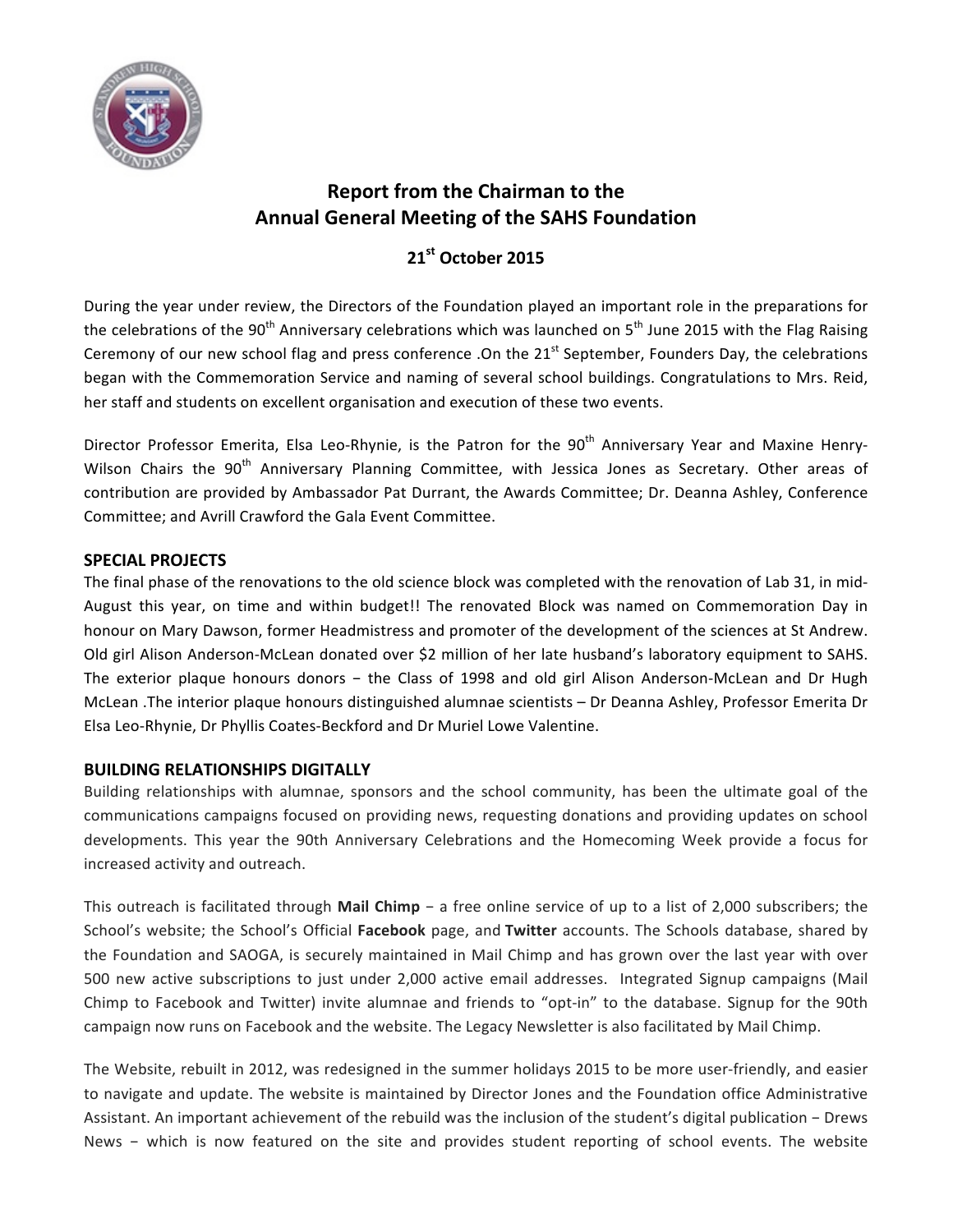# Report from the Chairman to the Annual General Meeting of the SAHS Foundation

## 21st October 2015

During the year under review, the Directors of the Foundation played an important role in the preparations for the celebrations of the 90th Anniversary celebrations which was launched on 5th June 2015 with the Flag Raising Ceremony of our new school flag and press conference .On the 21st September, Founders Day, the celebrations began with the Commemoration Service and naming of several school buildings. Congratulations to Mrs. Reid, her staff and students on excellent organisation and execution of these two events.

Director Professor Emerita, Elsa Leo-Rhynie, is the Patron for the 90th Anniversary Year and Maxine Henry-Wilson Chairs the 90th Anniversary Planning Committee, with Jessica Jones as Secretary. Other areas of contribution are provided by Ambassador Pat Durrant, the Awards Committee; Dr. Deanna Ashley, Conference Committee; and Avrill Crawford the Gala Event Committee.

### SPECIAL PROJECTS

The final phase of the renovations to the old science block was completed with the renovation of Lab 31, in mid-August this year, on time and within budget!! The renovated Block was named on Commemoration Day in honour on Mary Dawson, former Headmistress and promoter of the development of the sciences at St Andrew. Old girl Alison Anderson-McLean donated over $2 million of her late husband's laboratory equipment to SAHS. The exterior plaque honours donors − the Class of 1998 and old girl Alison Anderson-McLean and Dr Hugh McLean .The interior plaque honours distinguished alumnae scientists – Dr Deanna Ashley, Professor Emerita Dr Elsa Leo-Rhynie, Dr Phyllis Coates-Beckford and Dr Muriel Lowe Valentine.

### BUILDING RELATIONSHIPS DIGITALLY

Building relationships with alumnae, sponsors and the school community, has been the ultimate goal of the communications campaigns focused on providing news, requesting donations and providing updates on school developments. This year the 90th Anniversary Celebrations and the Homecoming Week provide a focus for increased activity and outreach.

This outreach is facilitated through **Mail Chimp** − a free online service of up to a list of 2,000 subscribers; the School's website; the School's Official **Facebook** page, and **Twitter** accounts. The Schools database, shared by the Foundation and SAOGA, is securely maintained in Mail Chimp and has grown over the last year with over 500 new active subscriptions to just under 2,000 active email addresses. Integrated Signup campaigns (Mail Chimp to Facebook and Twitter) invite alumnae and friends to "opt-in" to the database. Signup for the 90th campaign now runs on Facebook and the website. The Legacy Newsletter is also facilitated by Mail Chimp.

The Website, rebuilt in 2012, was redesigned in the summer holidays 2015 to be more user-friendly, and easier to navigate and update. The website is maintained by Director Jones and the Foundation office Administrative Assistant. An important achievement of the rebuild was the inclusion of the student's digital publication − Drews News − which is now featured on the site and provides student reporting of school events. The website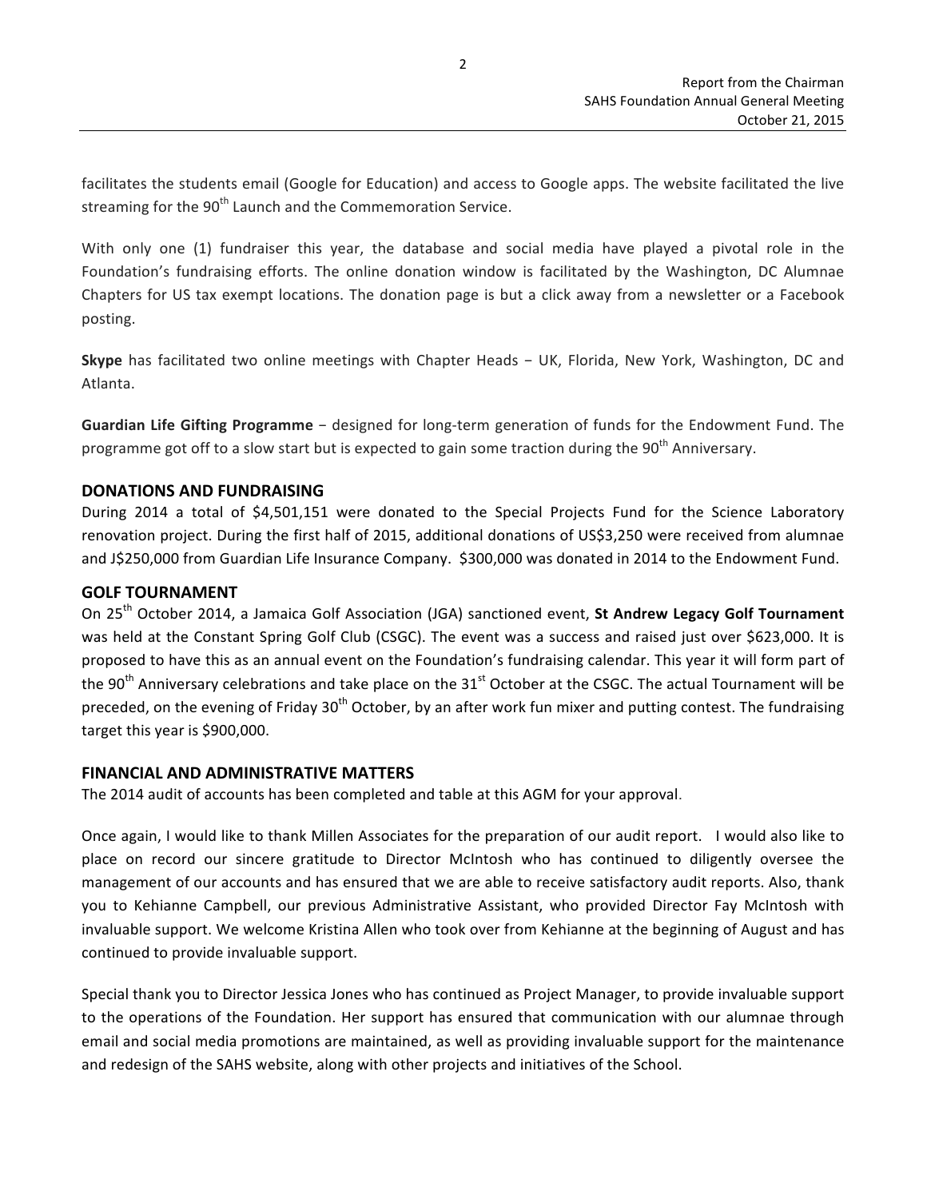facilitates the students email (Google for Education) and access to Google apps. The website facilitated the live streaming for the 90th Launch and the Commemoration Service.

With only one (1) fundraiser this year, the database and social media have played a pivotal role in the Foundation's fundraising efforts. The online donation window is facilitated by the Washington, DC Alumnae Chapters for US tax exempt locations. The donation page is but a click away from a newsletter or a Facebook posting.

**Skype** has facilitated two online meetings with Chapter Heads − UK, Florida, New York, Washington, DC and Atlanta.

**Guardian Life Gifting Programme** − designed for long-term generation of funds for the Endowment Fund. The programme got off to a slow start but is expected to gain some traction during the 90th Anniversary.

## DONATIONS AND FUNDRAISING

During 2014 a total of $4,501,151 were donated to the Special Projects Fund for the Science Laboratory renovation project. During the first half of 2015, additional donations of US$3,250 were received from alumnae and J$250,000 from Guardian Life Insurance Company. $300,000 was donated in 2014 to the Endowment Fund.

## GOLF TOURNAMENT

On 25th October 2014, a Jamaica Golf Association (JGA) sanctioned event, **St Andrew Legacy Golf Tournament** was held at the Constant Spring Golf Club (CSGC). The event was a success and raised just over $623,000. It is proposed to have this as an annual event on the Foundation's fundraising calendar. This year it will form part of the 90th Anniversary celebrations and take place on the 31st October at the CSGC. The actual Tournament will be preceded, on the evening of Friday 30th October, by an after work fun mixer and putting contest. The fundraising target this year is $900,000.

## FINANCIAL AND ADMINISTRATIVE MATTERS

The 2014 audit of accounts has been completed and table at this AGM for your approval.

Once again, I would like to thank Millen Associates for the preparation of our audit report. I would also like to place on record our sincere gratitude to Director McIntosh who has continued to diligently oversee the management of our accounts and has ensured that we are able to receive satisfactory audit reports. Also, thank you to Kehianne Campbell, our previous Administrative Assistant, who provided Director Fay McIntosh with invaluable support. We welcome Kristina Allen who took over from Kehianne at the beginning of August and has continued to provide invaluable support.

Special thank you to Director Jessica Jones who has continued as Project Manager, to provide invaluable support to the operations of the Foundation. Her support has ensured that communication with our alumnae through email and social media promotions are maintained, as well as providing invaluable support for the maintenance and redesign of the SAHS website, along with other projects and initiatives of the School.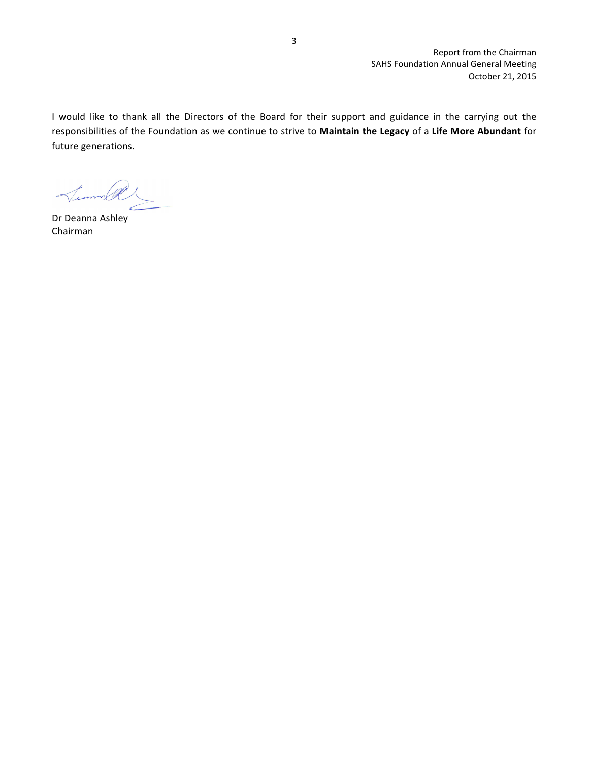I would like to thank all the Directors of the Board for their support and guidance in the carrying out the responsibilities of the Foundation as we continue to strive to **Maintain the Legacy** of a **Life More Abundant** for future generations.

Dr Deanna Ashley
Chairman